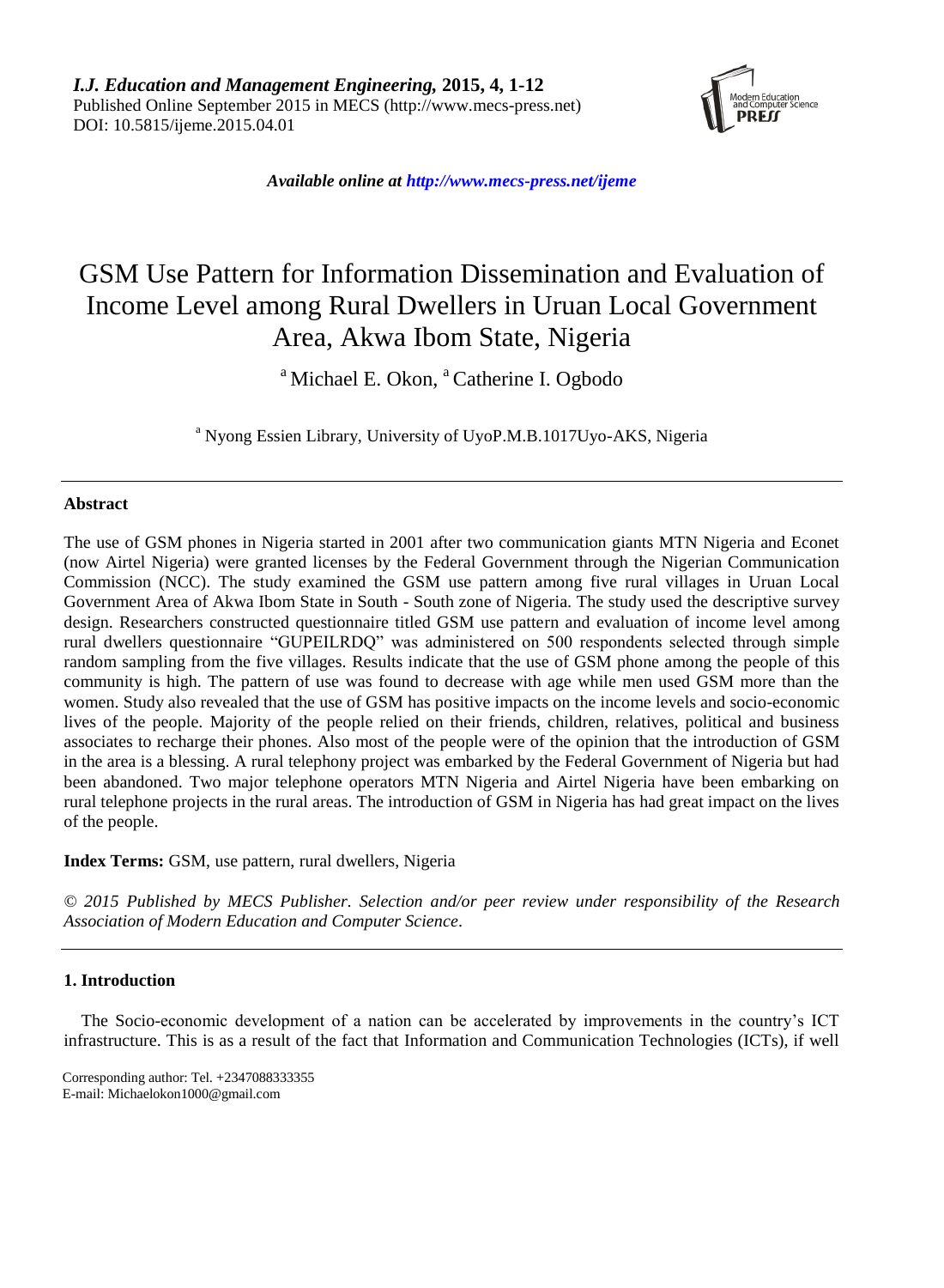*I.J. Education and Management Engineering,* **2015, 4, 1-12**
Published Online September 2015 in MECS (http://www.mecs-press.net)
DOI: 10.5815/ijeme.2015.04.01

*Available online at http://www.mecs-press.net/ijeme*

# GSM Use Pattern for Information Dissemination and Evaluation of Income Level among Rural Dwellers in Uruan Local Government Area, Akwa Ibom State, Nigeria

[a] Michael E. Okon, [a] Catherine I. Ogbodo

[a] Nyong Essien Library, University of UyoP.M.B.1017Uyo-AKS, Nigeria

---

**Abstract**

The use of GSM phones in Nigeria started in 2001 after two communication giants MTN Nigeria and Econet (now Airtel Nigeria) were granted licenses by the Federal Government through the Nigerian Communication Commission (NCC). The study examined the GSM use pattern among five rural villages in Uruan Local Government Area of Akwa Ibom State in South - South zone of Nigeria. The study used the descriptive survey design. Researchers constructed questionnaire titled GSM use pattern and evaluation of income level among rural dwellers questionnaire "GUPEILRDQ" was administered on 500 respondents selected through simple random sampling from the five villages. Results indicate that the use of GSM phone among the people of this community is high. The pattern of use was found to decrease with age while men used GSM more than the women. Study also revealed that the use of GSM has positive impacts on the income levels and socio-economic lives of the people. Majority of the people relied on their friends, children, relatives, political and business associates to recharge their phones. Also most of the people were of the opinion that the introduction of GSM in the area is a blessing. A rural telephony project was embarked by the Federal Government of Nigeria but had been abandoned. Two major telephone operators MTN Nigeria and Airtel Nigeria have been embarking on rural telephone projects in the rural areas. The introduction of GSM in Nigeria has had great impact on the lives of the people.

**Index Terms:** GSM, use pattern, rural dwellers, Nigeria

*© 2015 Published by MECS Publisher. Selection and/or peer review under responsibility of the Research Association of Modern Education and Computer Science.*

---

## 1. Introduction

The Socio-economic development of a nation can be accelerated by improvements in the country's ICT infrastructure. This is as a result of the fact that Information and Communication Technologies (ICTs), if well

Corresponding author: Tel. +2347088333355
E-mail: Michaelokon1000@gmail.com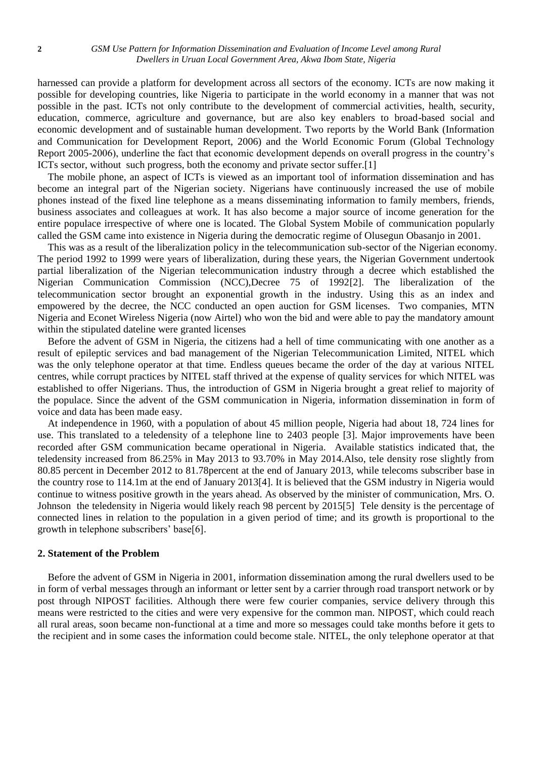harnessed can provide a platform for development across all sectors of the economy. ICTs are now making it possible for developing countries, like Nigeria to participate in the world economy in a manner that was not possible in the past. ICTs not only contribute to the development of commercial activities, health, security, education, commerce, agriculture and governance, but are also key enablers to broad-based social and economic development and of sustainable human development. Two reports by the World Bank (Information and Communication for Development Report, 2006) and the World Economic Forum (Global Technology Report 2005-2006), underline the fact that economic development depends on overall progress in the country's ICTs sector, without such progress, both the economy and private sector suffer.[1]

The mobile phone, an aspect of ICTs is viewed as an important tool of information dissemination and has become an integral part of the Nigerian society. Nigerians have continuously increased the use of mobile phones instead of the fixed line telephone as a means disseminating information to family members, friends, business associates and colleagues at work. It has also become a major source of income generation for the entire populace irrespective of where one is located. The Global System Mobile of communication popularly called the GSM came into existence in Nigeria during the democratic regime of Olusegun Obasanjo in 2001.

This was as a result of the liberalization policy in the telecommunication sub-sector of the Nigerian economy. The period 1992 to 1999 were years of liberalization, during these years, the Nigerian Government undertook partial liberalization of the Nigerian telecommunication industry through a decree which established the Nigerian Communication Commission (NCC),Decree 75 of 1992[2]. The liberalization of the telecommunication sector brought an exponential growth in the industry. Using this as an index and empowered by the decree, the NCC conducted an open auction for GSM licenses. Two companies, MTN Nigeria and Econet Wireless Nigeria (now Airtel) who won the bid and were able to pay the mandatory amount within the stipulated dateline were granted licenses

Before the advent of GSM in Nigeria, the citizens had a hell of time communicating with one another as a result of epileptic services and bad management of the Nigerian Telecommunication Limited, NITEL which was the only telephone operator at that time. Endless queues became the order of the day at various NITEL centres, while corrupt practices by NITEL staff thrived at the expense of quality services for which NITEL was established to offer Nigerians. Thus, the introduction of GSM in Nigeria brought a great relief to majority of the populace. Since the advent of the GSM communication in Nigeria, information dissemination in form of voice and data has been made easy.

At independence in 1960, with a population of about 45 million people, Nigeria had about 18, 724 lines for use. This translated to a teledensity of a telephone line to 2403 people [3]. Major improvements have been recorded after GSM communication became operational in Nigeria. Available statistics indicated that, the teledensity increased from 86.25% in May 2013 to 93.70% in May 2014.Also, tele density rose slightly from 80.85 percent in December 2012 to 81.78percent at the end of January 2013, while telecoms subscriber base in the country rose to 114.1m at the end of January 2013[4]. It is believed that the GSM industry in Nigeria would continue to witness positive growth in the years ahead. As observed by the minister of communication, Mrs. O. Johnson the teledensity in Nigeria would likely reach 98 percent by 2015[5] Tele density is the percentage of connected lines in relation to the population in a given period of time; and its growth is proportional to the growth in telephone subscribers' base[6].

## 2. Statement of the Problem

Before the advent of GSM in Nigeria in 2001, information dissemination among the rural dwellers used to be in form of verbal messages through an informant or letter sent by a carrier through road transport network or by post through NIPOST facilities. Although there were few courier companies, service delivery through this means were restricted to the cities and were very expensive for the common man. NIPOST, which could reach all rural areas, soon became non-functional at a time and more so messages could take months before it gets to the recipient and in some cases the information could become stale. NITEL, the only telephone operator at that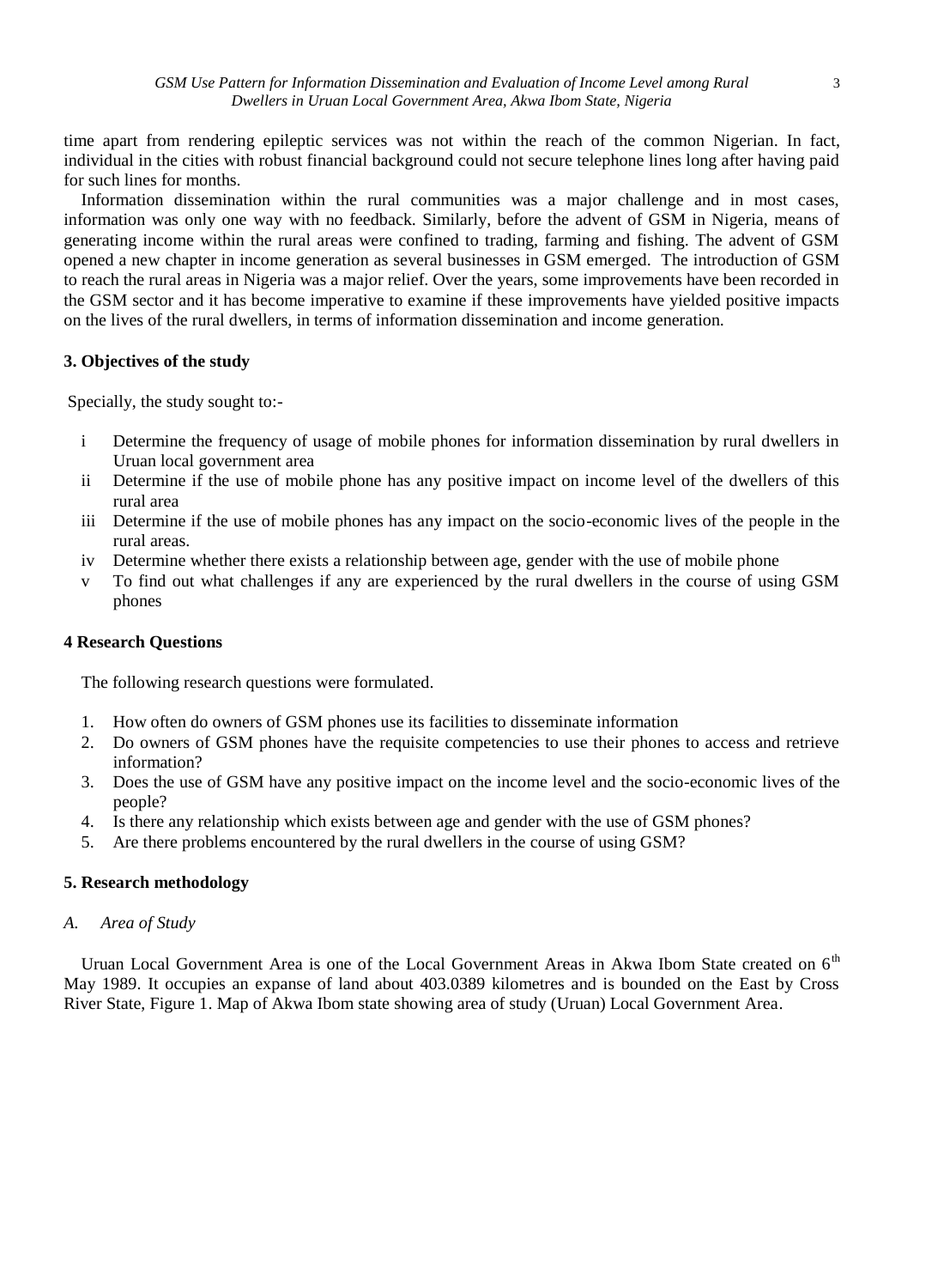time apart from rendering epileptic services was not within the reach of the common Nigerian. In fact, individual in the cities with robust financial background could not secure telephone lines long after having paid for such lines for months.

Information dissemination within the rural communities was a major challenge and in most cases, information was only one way with no feedback. Similarly, before the advent of GSM in Nigeria, means of generating income within the rural areas were confined to trading, farming and fishing. The advent of GSM opened a new chapter in income generation as several businesses in GSM emerged. The introduction of GSM to reach the rural areas in Nigeria was a major relief. Over the years, some improvements have been recorded in the GSM sector and it has become imperative to examine if these improvements have yielded positive impacts on the lives of the rural dwellers, in terms of information dissemination and income generation.

## 3. Objectives of the study

Specially, the study sought to:-

- i Determine the frequency of usage of mobile phones for information dissemination by rural dwellers in Uruan local government area
- ii Determine if the use of mobile phone has any positive impact on income level of the dwellers of this rural area
- iii Determine if the use of mobile phones has any impact on the socio-economic lives of the people in the rural areas.
- iv Determine whether there exists a relationship between age, gender with the use of mobile phone
- v To find out what challenges if any are experienced by the rural dwellers in the course of using GSM phones

## 4 Research Questions

The following research questions were formulated.

1. How often do owners of GSM phones use its facilities to disseminate information
2. Do owners of GSM phones have the requisite competencies to use their phones to access and retrieve information?
3. Does the use of GSM have any positive impact on the income level and the socio-economic lives of the people?
4. Is there any relationship which exists between age and gender with the use of GSM phones?
5. Are there problems encountered by the rural dwellers in the course of using GSM?

## 5. Research methodology

### *A. Area of Study*

Uruan Local Government Area is one of the Local Government Areas in Akwa Ibom State created on 6th May 1989. It occupies an expanse of land about 403.0389 kilometres and is bounded on the East by Cross River State, Figure 1. Map of Akwa Ibom state showing area of study (Uruan) Local Government Area.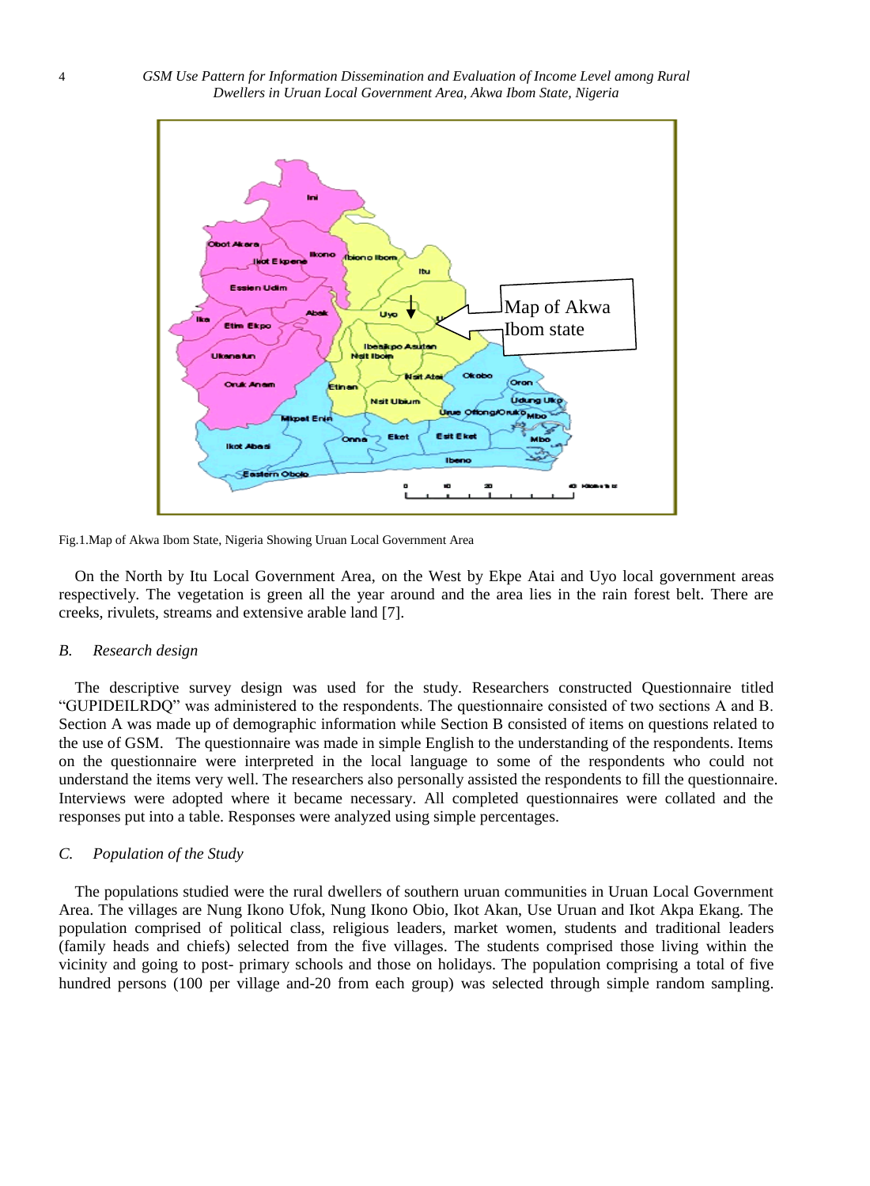Fig.1.Map of Akwa Ibom State, Nigeria Showing Uruan Local Government Area

On the North by Itu Local Government Area, on the West by Ekpe Atai and Uyo local government areas respectively. The vegetation is green all the year around and the area lies in the rain forest belt. There are creeks, rivulets, streams and extensive arable land [7].

### *B. Research design*

The descriptive survey design was used for the study. Researchers constructed Questionnaire titled "GUPIDEILRDQ" was administered to the respondents. The questionnaire consisted of two sections A and B. Section A was made up of demographic information while Section B consisted of items on questions related to the use of GSM. The questionnaire was made in simple English to the understanding of the respondents. Items on the questionnaire were interpreted in the local language to some of the respondents who could not understand the items very well. The researchers also personally assisted the respondents to fill the questionnaire. Interviews were adopted where it became necessary. All completed questionnaires were collated and the responses put into a table. Responses were analyzed using simple percentages.

### *C. Population of the Study*

The populations studied were the rural dwellers of southern uruan communities in Uruan Local Government Area. The villages are Nung Ikono Ufok, Nung Ikono Obio, Ikot Akan, Use Uruan and Ikot Akpa Ekang. The population comprised of political class, religious leaders, market women, students and traditional leaders (family heads and chiefs) selected from the five villages. The students comprised those living within the vicinity and going to post- primary schools and those on holidays. The population comprising a total of five hundred persons (100 per village and-20 from each group) was selected through simple random sampling.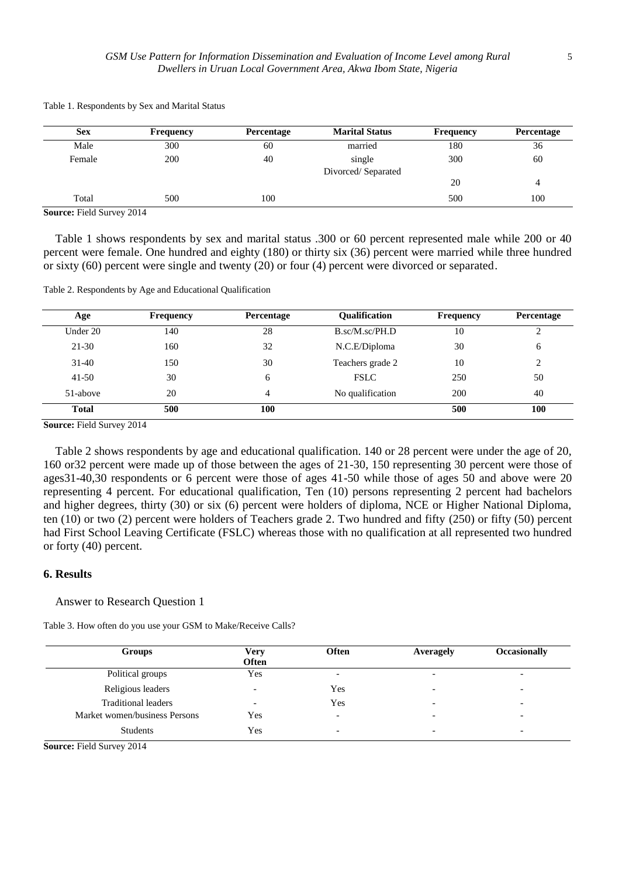Table 1. Respondents by Sex and Marital Status

| Sex | Frequency | Percentage | Marital Status | Frequency | Percentage |
|---|---|---|---|---|---|
| Male | 300 | 60 | married | 180 | 36 |
| Female | 200 | 40 | single | 300 | 60 |
| | | | Divorced/ Separated | 20 | 4 |
| Total | 500 | 100 | | 500 | 100 |

**Source:** Field Survey 2014

Table 1 shows respondents by sex and marital status .300 or 60 percent represented male while 200 or 40 percent were female. One hundred and eighty (180) or thirty six (36) percent were married while three hundred or sixty (60) percent were single and twenty (20) or four (4) percent were divorced or separated.

Table 2. Respondents by Age and Educational Qualification

| Age | Frequency | Percentage | Qualification | Frequency | Percentage |
|---|---|---|---|---|---|
| Under 20 | 140 | 28 | B.sc/M.sc/PH.D | 10 | 2 |
| 21-30 | 160 | 32 | N.C.E/Diploma | 30 | 6 |
| 31-40 | 150 | 30 | Teachers grade 2 | 10 | 2 |
| 41-50 | 30 | 6 | FSLC | 250 | 50 |
| 51-above | 20 | 4 | No qualification | 200 | 40 |
| **Total** | **500** | **100** | | **500** | **100** |

**Source:** Field Survey 2014

Table 2 shows respondents by age and educational qualification. 140 or 28 percent were under the age of 20, 160 or32 percent were made up of those between the ages of 21-30, 150 representing 30 percent were those of ages31-40,30 respondents or 6 percent were those of ages 41-50 while those of ages 50 and above were 20 representing 4 percent. For educational qualification, Ten (10) persons representing 2 percent had bachelors and higher degrees, thirty (30) or six (6) percent were holders of diploma, NCE or Higher National Diploma, ten (10) or two (2) percent were holders of Teachers grade 2. Two hundred and fifty (250) or fifty (50) percent had First School Leaving Certificate (FSLC) whereas those with no qualification at all represented two hundred or forty (40) percent.

## 6. Results

Answer to Research Question 1

Table 3. How often do you use your GSM to Make/Receive Calls?

| Groups | Very Often | Often | Averagely | Occasionally |
|---|---|---|---|---|
| Political groups | Yes | - | - | - |
| Religious leaders | - | Yes | - | - |
| Traditional leaders | - | Yes | - | - |
| Market women/business Persons | Yes | - | - | - |
| Students | Yes | - | - | - |

**Source:** Field Survey 2014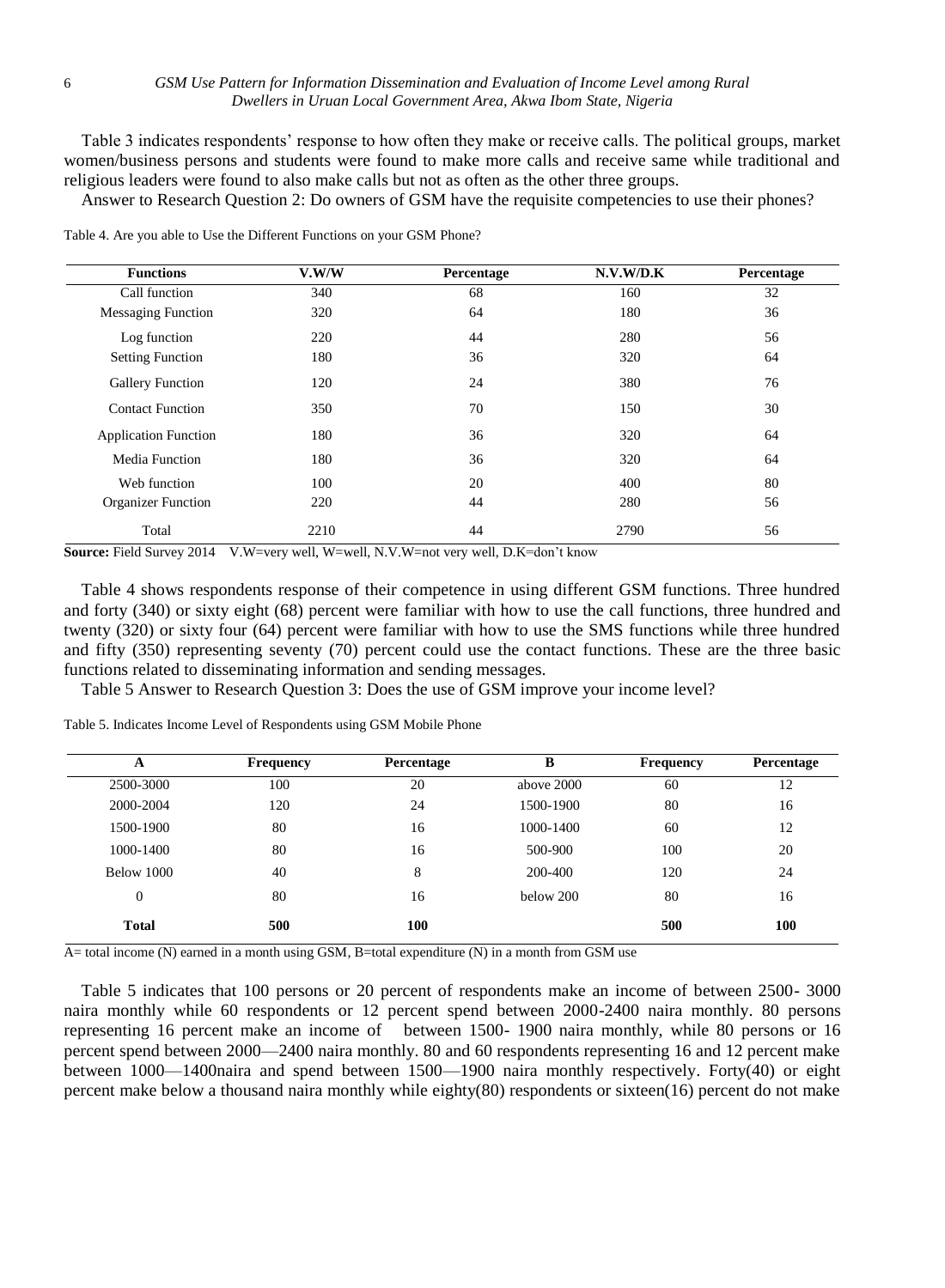Table 3 indicates respondents' response to how often they make or receive calls. The political groups, market women/business persons and students were found to make more calls and receive same while traditional and religious leaders were found to also make calls but not as often as the other three groups.

Answer to Research Question 2: Do owners of GSM have the requisite competencies to use their phones?

Table 4. Are you able to Use the Different Functions on your GSM Phone?

| Functions | V.W/W | Percentage | N.V.W/D.K | Percentage |
|---|---|---|---|---|
| Call function | 340 | 68 | 160 | 32 |
| Messaging Function | 320 | 64 | 180 | 36 |
| Log function | 220 | 44 | 280 | 56 |
| Setting Function | 180 | 36 | 320 | 64 |
| Gallery Function | 120 | 24 | 380 | 76 |
| Contact Function | 350 | 70 | 150 | 30 |
| Application Function | 180 | 36 | 320 | 64 |
| Media Function | 180 | 36 | 320 | 64 |
| Web function | 100 | 20 | 400 | 80 |
| Organizer Function | 220 | 44 | 280 | 56 |
| Total | 2210 | 44 | 2790 | 56 |

**Source:** Field Survey 2014 V.W=very well, W=well, N.V.W=not very well, D.K=don't know

Table 4 shows respondents response of their competence in using different GSM functions. Three hundred and forty (340) or sixty eight (68) percent were familiar with how to use the call functions, three hundred and twenty (320) or sixty four (64) percent were familiar with how to use the SMS functions while three hundred and fifty (350) representing seventy (70) percent could use the contact functions. These are the three basic functions related to disseminating information and sending messages.

Table 5 Answer to Research Question 3: Does the use of GSM improve your income level?

Table 5. Indicates Income Level of Respondents using GSM Mobile Phone

| A | Frequency | Percentage | B | Frequency | Percentage |
|---|---|---|---|---|---|
| 2500-3000 | 100 | 20 | above 2000 | 60 | 12 |
| 2000-2004 | 120 | 24 | 1500-1900 | 80 | 16 |
| 1500-1900 | 80 | 16 | 1000-1400 | 60 | 12 |
| 1000-1400 | 80 | 16 | 500-900 | 100 | 20 |
| Below 1000 | 40 | 8 | 200-400 | 120 | 24 |
| 0 | 80 | 16 | below 200 | 80 | 16 |
| **Total** | **500** | **100** | | **500** | **100** |

A= total income (N) earned in a month using GSM, B=total expenditure (N) in a month from GSM use

Table 5 indicates that 100 persons or 20 percent of respondents make an income of between 2500- 3000 naira monthly while 60 respondents or 12 percent spend between 2000-2400 naira monthly. 80 persons representing 16 percent make an income of between 1500- 1900 naira monthly, while 80 persons or 16 percent spend between 2000—2400 naira monthly. 80 and 60 respondents representing 16 and 12 percent make between 1000—1400naira and spend between 1500—1900 naira monthly respectively. Forty(40) or eight percent make below a thousand naira monthly while eighty(80) respondents or sixteen(16) percent do not make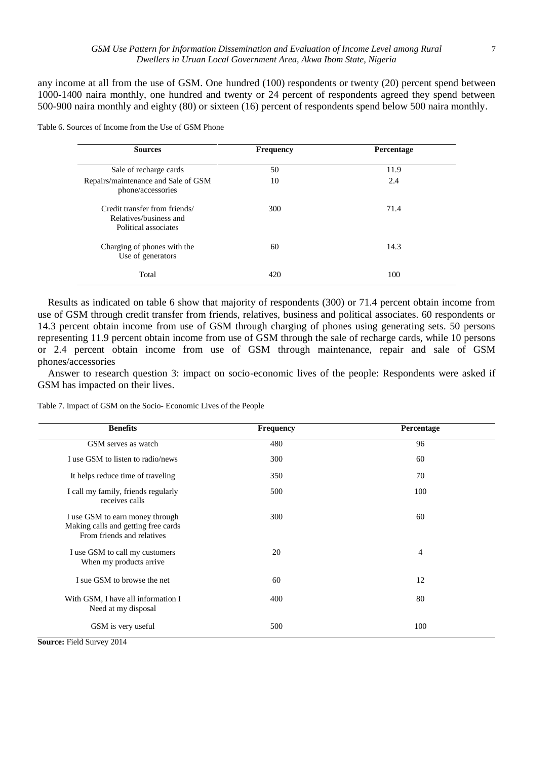any income at all from the use of GSM. One hundred (100) respondents or twenty (20) percent spend between 1000-1400 naira monthly, one hundred and twenty or 24 percent of respondents agreed they spend between 500-900 naira monthly and eighty (80) or sixteen (16) percent of respondents spend below 500 naira monthly.

Table 6. Sources of Income from the Use of GSM Phone

| Sources | Frequency | Percentage |
|---|---|---|
| Sale of recharge cards | 50 | 11.9 |
| Repairs/maintenance and Sale of GSM phone/accessories | 10 | 2.4 |
| Credit transfer from friends/ Relatives/business and Political associates | 300 | 71.4 |
| Charging of phones with the Use of generators | 60 | 14.3 |
| Total | 420 | 100 |

Results as indicated on table 6 show that majority of respondents (300) or 71.4 percent obtain income from use of GSM through credit transfer from friends, relatives, business and political associates. 60 respondents or 14.3 percent obtain income from use of GSM through charging of phones using generating sets. 50 persons representing 11.9 percent obtain income from use of GSM through the sale of recharge cards, while 10 persons or 2.4 percent obtain income from use of GSM through maintenance, repair and sale of GSM phones/accessories

Answer to research question 3: impact on socio-economic lives of the people: Respondents were asked if GSM has impacted on their lives.

Table 7. Impact of GSM on the Socio- Economic Lives of the People

| Benefits | Frequency | Percentage |
|---|---|---|
| GSM serves as watch | 480 | 96 |
| I use GSM to listen to radio/news | 300 | 60 |
| It helps reduce time of traveling | 350 | 70 |
| I call my family, friends regularly receives calls | 500 | 100 |
| I use GSM to earn money through Making calls and getting free cards From friends and relatives | 300 | 60 |
| I use GSM to call my customers When my products arrive | 20 | 4 |
| I sue GSM to browse the net | 60 | 12 |
| With GSM, I have all information I Need at my disposal | 400 | 80 |
| GSM is very useful | 500 | 100 |

**Source:** Field Survey 2014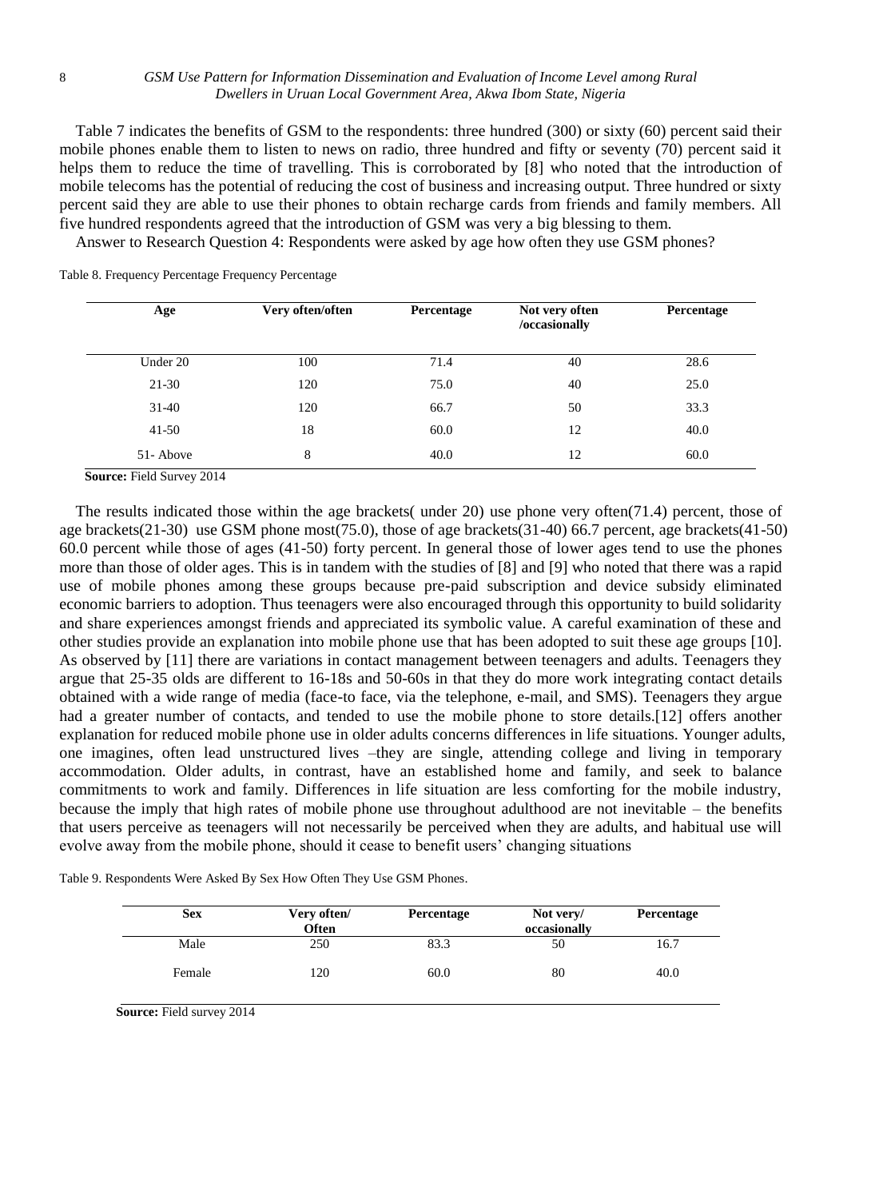Table 7 indicates the benefits of GSM to the respondents: three hundred (300) or sixty (60) percent said their mobile phones enable them to listen to news on radio, three hundred and fifty or seventy (70) percent said it helps them to reduce the time of travelling. This is corroborated by [8] who noted that the introduction of mobile telecoms has the potential of reducing the cost of business and increasing output. Three hundred or sixty percent said they are able to use their phones to obtain recharge cards from friends and family members. All five hundred respondents agreed that the introduction of GSM was very a big blessing to them.

Answer to Research Question 4: Respondents were asked by age how often they use GSM phones?

Table 8. Frequency Percentage Frequency Percentage

| Age | Very often/often | Percentage | Not very often /occasionally | Percentage |
|---|---|---|---|---|
| Under 20 | 100 | 71.4 | 40 | 28.6 |
| 21-30 | 120 | 75.0 | 40 | 25.0 |
| 31-40 | 120 | 66.7 | 50 | 33.3 |
| 41-50 | 18 | 60.0 | 12 | 40.0 |
| 51- Above | 8 | 40.0 | 12 | 60.0 |

**Source:** Field Survey 2014

The results indicated those within the age brackets( under 20) use phone very often(71.4) percent, those of age brackets(21-30) use GSM phone most(75.0), those of age brackets(31-40) 66.7 percent, age brackets(41-50) 60.0 percent while those of ages (41-50) forty percent. In general those of lower ages tend to use the phones more than those of older ages. This is in tandem with the studies of [8] and [9] who noted that there was a rapid use of mobile phones among these groups because pre-paid subscription and device subsidy eliminated economic barriers to adoption. Thus teenagers were also encouraged through this opportunity to build solidarity and share experiences amongst friends and appreciated its symbolic value. A careful examination of these and other studies provide an explanation into mobile phone use that has been adopted to suit these age groups [10]. As observed by [11] there are variations in contact management between teenagers and adults. Teenagers they argue that 25-35 olds are different to 16-18s and 50-60s in that they do more work integrating contact details obtained with a wide range of media (face-to face, via the telephone, e-mail, and SMS). Teenagers they argue had a greater number of contacts, and tended to use the mobile phone to store details.[12] offers another explanation for reduced mobile phone use in older adults concerns differences in life situations. Younger adults, one imagines, often lead unstructured lives –they are single, attending college and living in temporary accommodation. Older adults, in contrast, have an established home and family, and seek to balance commitments to work and family. Differences in life situation are less comforting for the mobile industry, because the imply that high rates of mobile phone use throughout adulthood are not inevitable – the benefits that users perceive as teenagers will not necessarily be perceived when they are adults, and habitual use will evolve away from the mobile phone, should it cease to benefit users' changing situations

Table 9. Respondents Were Asked By Sex How Often They Use GSM Phones.

| Sex | Very often/ Often | Percentage | Not very/ occasionally | Percentage |
|---|---|---|---|---|
| Male | 250 | 83.3 | 50 | 16.7 |
| Female | 120 | 60.0 | 80 | 40.0 |

**Source:** Field survey 2014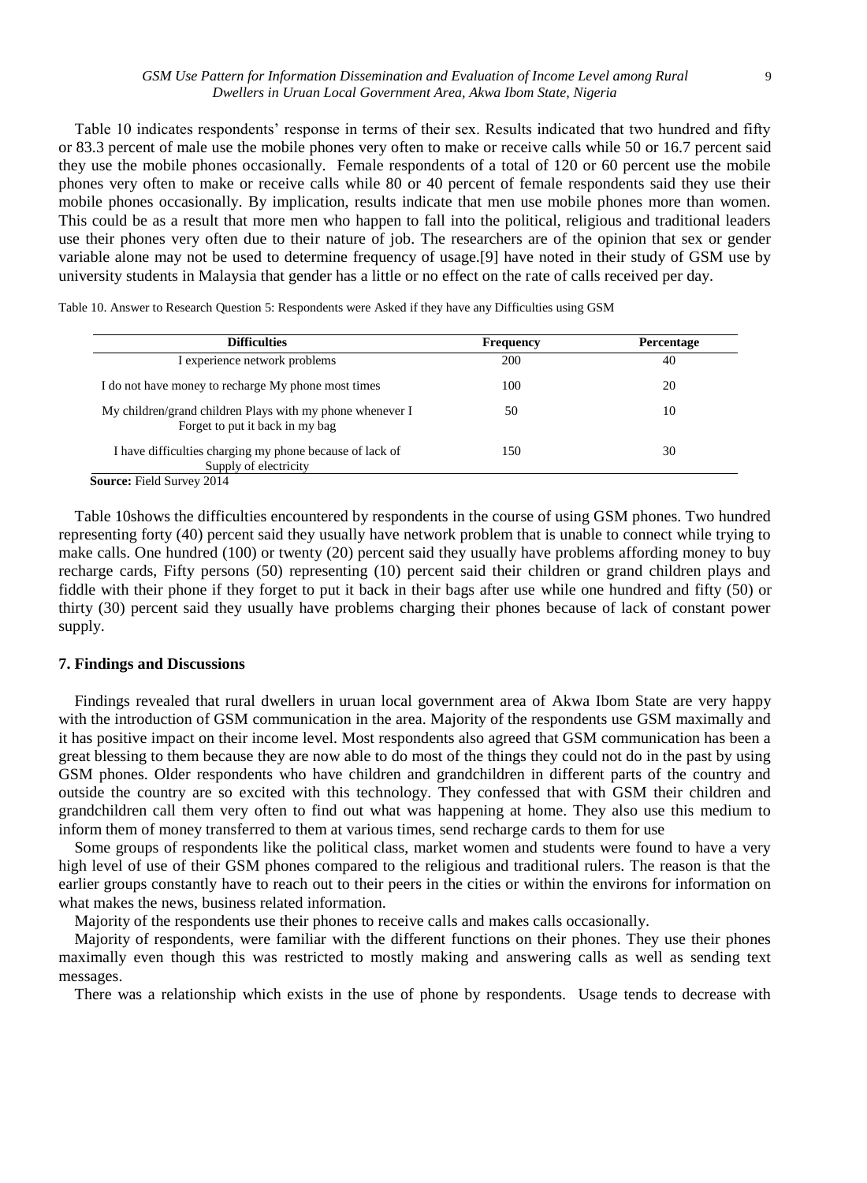Table 10 indicates respondents' response in terms of their sex. Results indicated that two hundred and fifty or 83.3 percent of male use the mobile phones very often to make or receive calls while 50 or 16.7 percent said they use the mobile phones occasionally. Female respondents of a total of 120 or 60 percent use the mobile phones very often to make or receive calls while 80 or 40 percent of female respondents said they use their mobile phones occasionally. By implication, results indicate that men use mobile phones more than women. This could be as a result that more men who happen to fall into the political, religious and traditional leaders use their phones very often due to their nature of job. The researchers are of the opinion that sex or gender variable alone may not be used to determine frequency of usage.[9] have noted in their study of GSM use by university students in Malaysia that gender has a little or no effect on the rate of calls received per day.

Table 10. Answer to Research Question 5: Respondents were Asked if they have any Difficulties using GSM

| Difficulties | Frequency | Percentage |
|---|---|---|
| I experience network problems | 200 | 40 |
| I do not have money to recharge My phone most times | 100 | 20 |
| My children/grand children Plays with my phone whenever I Forget to put it back in my bag | 50 | 10 |
| I have difficulties charging my phone because of lack of Supply of electricity | 150 | 30 |

**Source:** Field Survey 2014

Table 10shows the difficulties encountered by respondents in the course of using GSM phones. Two hundred representing forty (40) percent said they usually have network problem that is unable to connect while trying to make calls. One hundred (100) or twenty (20) percent said they usually have problems affording money to buy recharge cards, Fifty persons (50) representing (10) percent said their children or grand children plays and fiddle with their phone if they forget to put it back in their bags after use while one hundred and fifty (50) or thirty (30) percent said they usually have problems charging their phones because of lack of constant power supply.

## 7. Findings and Discussions

Findings revealed that rural dwellers in uruan local government area of Akwa Ibom State are very happy with the introduction of GSM communication in the area. Majority of the respondents use GSM maximally and it has positive impact on their income level. Most respondents also agreed that GSM communication has been a great blessing to them because they are now able to do most of the things they could not do in the past by using GSM phones. Older respondents who have children and grandchildren in different parts of the country and outside the country are so excited with this technology. They confessed that with GSM their children and grandchildren call them very often to find out what was happening at home. They also use this medium to inform them of money transferred to them at various times, send recharge cards to them for use

Some groups of respondents like the political class, market women and students were found to have a very high level of use of their GSM phones compared to the religious and traditional rulers. The reason is that the earlier groups constantly have to reach out to their peers in the cities or within the environs for information on what makes the news, business related information.

Majority of the respondents use their phones to receive calls and makes calls occasionally.

Majority of respondents, were familiar with the different functions on their phones. They use their phones maximally even though this was restricted to mostly making and answering calls as well as sending text messages.

There was a relationship which exists in the use of phone by respondents. Usage tends to decrease with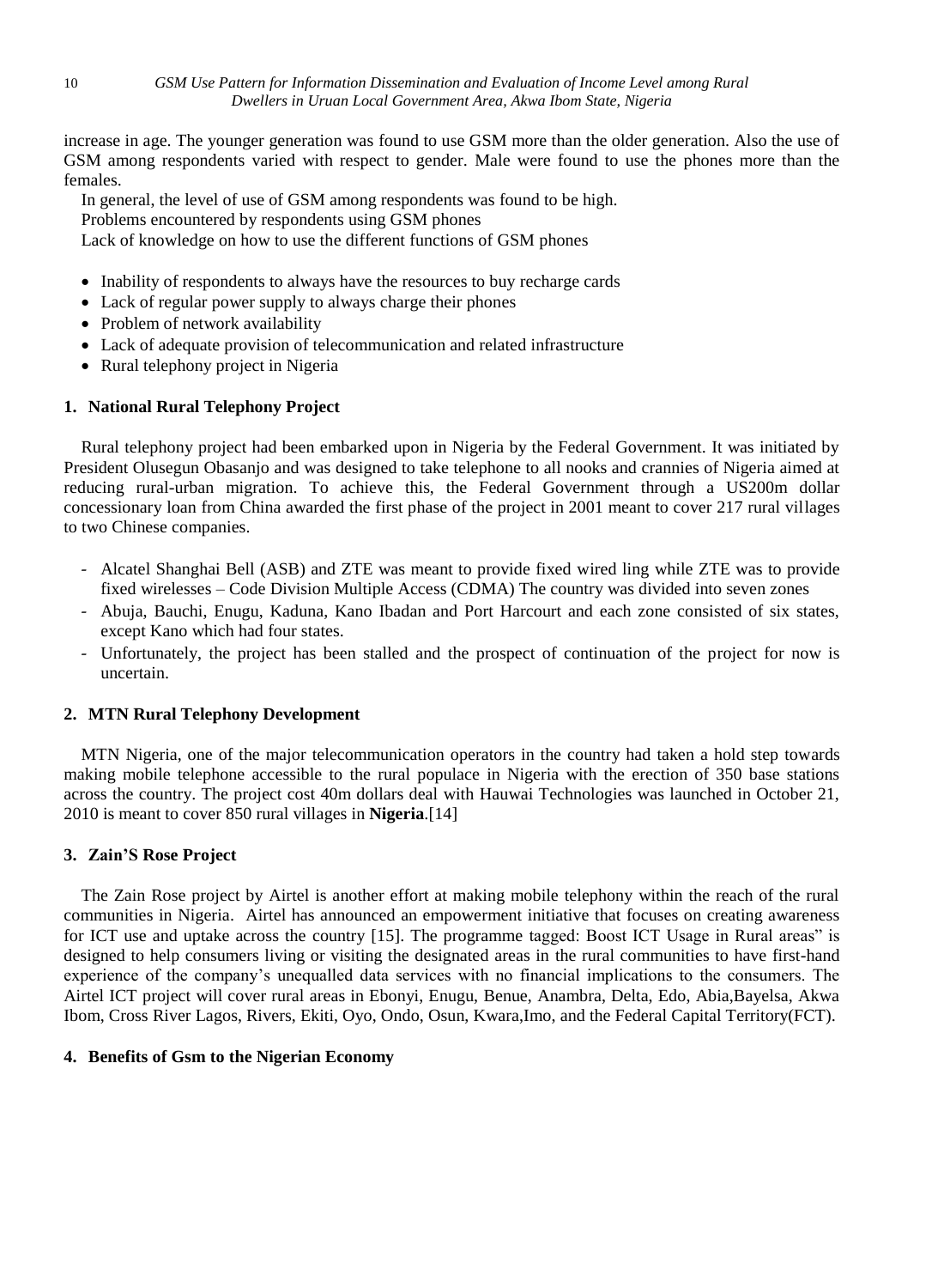increase in age. The younger generation was found to use GSM more than the older generation. Also the use of GSM among respondents varied with respect to gender. Male were found to use the phones more than the females.

In general, the level of use of GSM among respondents was found to be high.

Problems encountered by respondents using GSM phones

Lack of knowledge on how to use the different functions of GSM phones

- Inability of respondents to always have the resources to buy recharge cards
- Lack of regular power supply to always charge their phones
- Problem of network availability
- Lack of adequate provision of telecommunication and related infrastructure
- Rural telephony project in Nigeria

## 1. National Rural Telephony Project

Rural telephony project had been embarked upon in Nigeria by the Federal Government. It was initiated by President Olusegun Obasanjo and was designed to take telephone to all nooks and crannies of Nigeria aimed at reducing rural-urban migration. To achieve this, the Federal Government through a US200m dollar concessionary loan from China awarded the first phase of the project in 2001 meant to cover 217 rural villages to two Chinese companies.

- Alcatel Shanghai Bell (ASB) and ZTE was meant to provide fixed wired ling while ZTE was to provide fixed wirelesses – Code Division Multiple Access (CDMA) The country was divided into seven zones
- Abuja, Bauchi, Enugu, Kaduna, Kano Ibadan and Port Harcourt and each zone consisted of six states, except Kano which had four states.
- Unfortunately, the project has been stalled and the prospect of continuation of the project for now is uncertain.

## 2. MTN Rural Telephony Development

MTN Nigeria, one of the major telecommunication operators in the country had taken a hold step towards making mobile telephone accessible to the rural populace in Nigeria with the erection of 350 base stations across the country. The project cost 40m dollars deal with Hauwai Technologies was launched in October 21, 2010 is meant to cover 850 rural villages in **Nigeria**.[14]

## 3. Zain'S Rose Project

The Zain Rose project by Airtel is another effort at making mobile telephony within the reach of the rural communities in Nigeria. Airtel has announced an empowerment initiative that focuses on creating awareness for ICT use and uptake across the country [15]. The programme tagged: Boost ICT Usage in Rural areas" is designed to help consumers living or visiting the designated areas in the rural communities to have first-hand experience of the company's unequalled data services with no financial implications to the consumers. The Airtel ICT project will cover rural areas in Ebonyi, Enugu, Benue, Anambra, Delta, Edo, Abia,Bayelsa, Akwa Ibom, Cross River Lagos, Rivers, Ekiti, Oyo, Ondo, Osun, Kwara,Imo, and the Federal Capital Territory(FCT).

## 4. Benefits of Gsm to the Nigerian Economy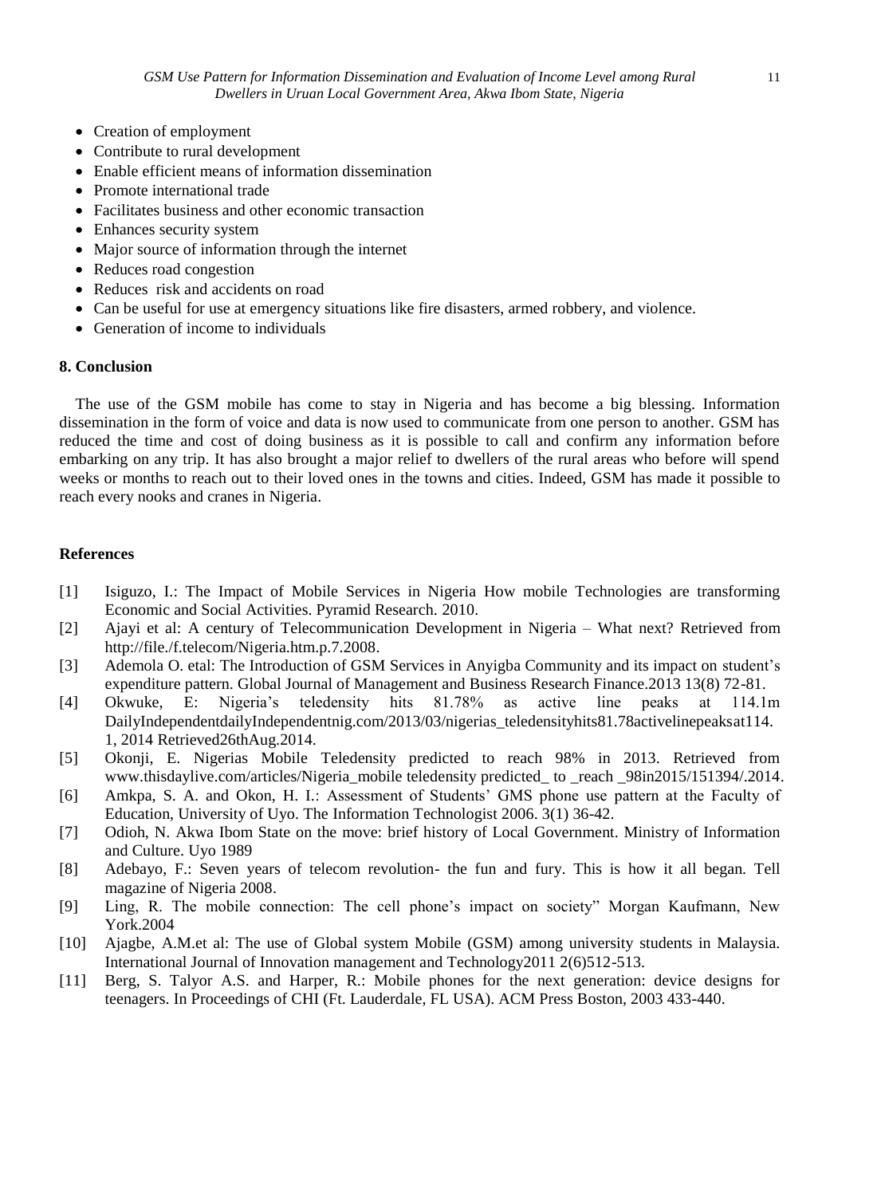- Creation of employment
- Contribute to rural development
- Enable efficient means of information dissemination
- Promote international trade
- Facilitates business and other economic transaction
- Enhances security system
- Major source of information through the internet
- Reduces road congestion
- Reduces risk and accidents on road
- Can be useful for use at emergency situations like fire disasters, armed robbery, and violence.
- Generation of income to individuals

## 8. Conclusion

The use of the GSM mobile has come to stay in Nigeria and has become a big blessing. Information dissemination in the form of voice and data is now used to communicate from one person to another. GSM has reduced the time and cost of doing business as it is possible to call and confirm any information before embarking on any trip. It has also brought a major relief to dwellers of the rural areas who before will spend weeks or months to reach out to their loved ones in the towns and cities. Indeed, GSM has made it possible to reach every nooks and cranes in Nigeria.

## References

[1] Isiguzo, I.: The Impact of Mobile Services in Nigeria How mobile Technologies are transforming Economic and Social Activities. Pyramid Research. 2010.

[2] Ajayi et al: A century of Telecommunication Development in Nigeria – What next? Retrieved from http://file./f.telecom/Nigeria.htm.p.7.2008.

[3] Ademola O. etal: The Introduction of GSM Services in Anyigba Community and its impact on student's expenditure pattern. Global Journal of Management and Business Research Finance.2013 13(8) 72-81.

[4] Okwuke, E: Nigeria's teledensity hits 81.78% as active line peaks at 114.1m DailyIndependentdailyIndependentnig.com/2013/03/nigerias_teledensityhits81.78activelinepeaksat114.1, 2014 Retrieved26thAug.2014.

[5] Okonji, E. Nigerias Mobile Teledensity predicted to reach 98% in 2013. Retrieved from www.thisdaylive.com/articles/Nigeria_mobile teledensity predicted_ to _reach _98in2015/151394/.2014.

[6] Amkpa, S. A. and Okon, H. I.: Assessment of Students' GMS phone use pattern at the Faculty of Education, University of Uyo. The Information Technologist 2006. 3(1) 36-42.

[7] Odioh, N. Akwa Ibom State on the move: brief history of Local Government. Ministry of Information and Culture. Uyo 1989

[8] Adebayo, F.: Seven years of telecom revolution- the fun and fury. This is how it all began. Tell magazine of Nigeria 2008.

[9] Ling, R. The mobile connection: The cell phone's impact on society" Morgan Kaufmann, New York.2004

[10] Ajagbe, A.M.et al: The use of Global system Mobile (GSM) among university students in Malaysia. International Journal of Innovation management and Technology2011 2(6)512-513.

[11] Berg, S. Talyor A.S. and Harper, R.: Mobile phones for the next generation: device designs for teenagers. In Proceedings of CHI (Ft. Lauderdale, FL USA). ACM Press Boston, 2003 433-440.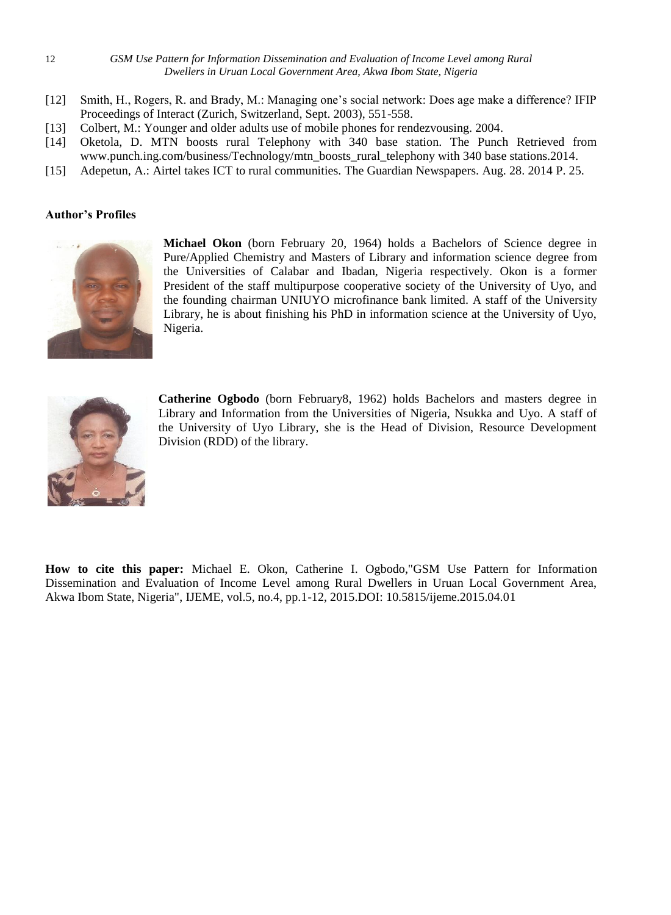[12] Smith, H., Rogers, R. and Brady, M.: Managing one's social network: Does age make a difference? IFIP Proceedings of Interact (Zurich, Switzerland, Sept. 2003), 551-558.

[13] Colbert, M.: Younger and older adults use of mobile phones for rendezvousing. 2004.

[14] Oketola, D. MTN boosts rural Telephony with 340 base station. The Punch Retrieved from www.punch.ing.com/business/Technology/mtn_boosts_rural_telephony with 340 base stations.2014.

[15] Adepetun, A.: Airtel takes ICT to rural communities. The Guardian Newspapers. Aug. 28. 2014 P. 25.

**Author's Profiles**

**Michael Okon** (born February 20, 1964) holds a Bachelors of Science degree in Pure/Applied Chemistry and Masters of Library and information science degree from the Universities of Calabar and Ibadan, Nigeria respectively. Okon is a former President of the staff multipurpose cooperative society of the University of Uyo, and the founding chairman UNIUYO microfinance bank limited. A staff of the University Library, he is about finishing his PhD in information science at the University of Uyo, Nigeria.

**Catherine Ogbodo** (born February8, 1962) holds Bachelors and masters degree in Library and Information from the Universities of Nigeria, Nsukka and Uyo. A staff of the University of Uyo Library, she is the Head of Division, Resource Development Division (RDD) of the library.

**How to cite this paper:** Michael E. Okon, Catherine I. Ogbodo,"GSM Use Pattern for Information Dissemination and Evaluation of Income Level among Rural Dwellers in Uruan Local Government Area, Akwa Ibom State, Nigeria", IJEME, vol.5, no.4, pp.1-12, 2015.DOI: 10.5815/ijeme.2015.04.01